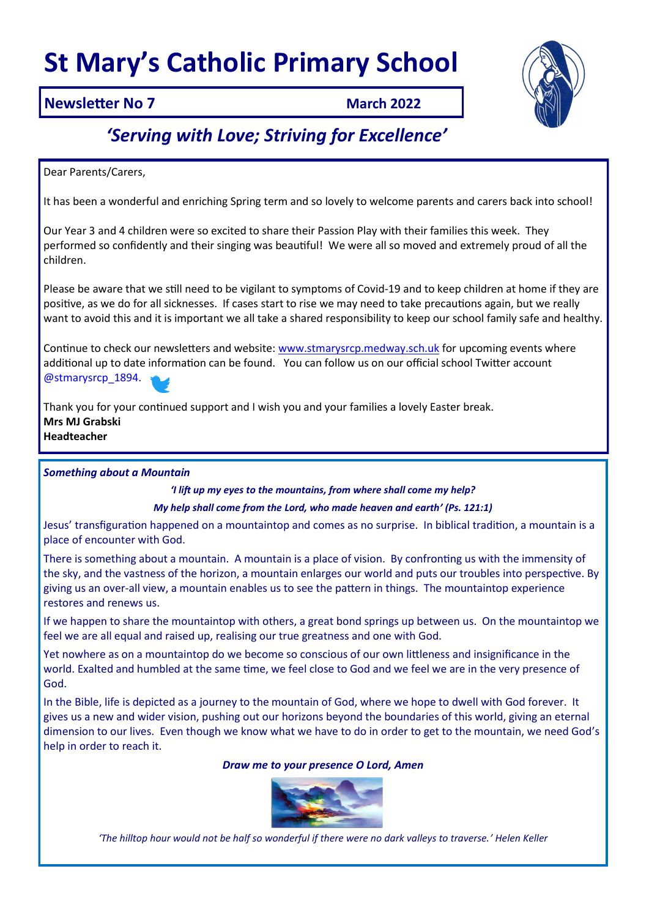# St Mary's Catholic Primary School

**Newsletter No 7** **March 2022**

## *'Serving with Love; Striving for Excellence'*

Dear Parents/Carers,

It has been a wonderful and enriching Spring term and so lovely to welcome parents and carers back into school!

Our Year 3 and 4 children were so excited to share their Passion Play with their families this week. They performed so confidently and their singing was beautiful! We were all so moved and extremely proud of all the children.

Please be aware that we still need to be vigilant to symptoms of Covid-19 and to keep children at home if they are positive, as we do for all sicknesses. If cases start to rise we may need to take precautions again, but we really want to avoid this and it is important we all take a shared responsibility to keep our school family safe and healthy.

Continue to check our newsletters and website: www.stmarysrcp.medway.sch.uk for upcoming events where additional up to date information can be found. You can follow us on our official school Twitter account @stmarysrcp_1894.

Thank you for your continued support and I wish you and your families a lovely Easter break.
**Mrs MJ Grabski**
**Headteacher**

### *Something about a Mountain*

***'I lift up my eyes to the mountains, from where shall come my help?***
***My help shall come from the Lord, who made heaven and earth' (Ps. 121:1)***

Jesus' transfiguration happened on a mountaintop and comes as no surprise. In biblical tradition, a mountain is a place of encounter with God.

There is something about a mountain. A mountain is a place of vision. By confronting us with the immensity of the sky, and the vastness of the horizon, a mountain enlarges our world and puts our troubles into perspective. By giving us an over-all view, a mountain enables us to see the pattern in things. The mountaintop experience restores and renews us.

If we happen to share the mountaintop with others, a great bond springs up between us. On the mountaintop we feel we are all equal and raised up, realising our true greatness and one with God.

Yet nowhere as on a mountaintop do we become so conscious of our own littleness and insignificance in the world. Exalted and humbled at the same time, we feel close to God and we feel we are in the very presence of God.

In the Bible, life is depicted as a journey to the mountain of God, where we hope to dwell with God forever. It gives us a new and wider vision, pushing out our horizons beyond the boundaries of this world, giving an eternal dimension to our lives. Even though we know what we have to do in order to get to the mountain, we need God's help in order to reach it.

***Draw me to your presence O Lord, Amen***

*'The hilltop hour would not be half so wonderful if there were no dark valleys to traverse.' Helen Keller*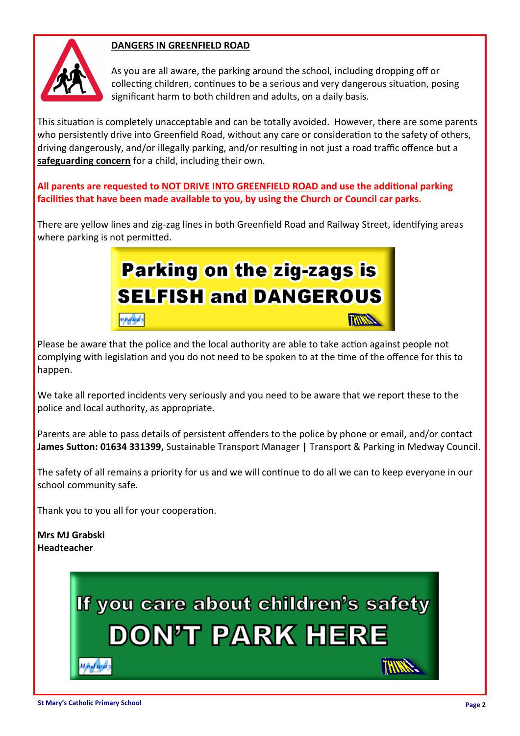## DANGERS IN GREENFIELD ROAD

As you are all aware, the parking around the school, including dropping off or collecting children, continues to be a serious and very dangerous situation, posing significant harm to both children and adults, on a daily basis.

This situation is completely unacceptable and can be totally avoided. However, there are some parents who persistently drive into Greenfield Road, without any care or consideration to the safety of others, driving dangerously, and/or illegally parking, and/or resulting in not just a road traffic offence but a **safeguarding concern** for a child, including their own.

**All parents are requested to NOT DRIVE INTO GREENFIELD ROAD and use the additional parking facilities that have been made available to you, by using the Church or Council car parks.**

There are yellow lines and zig-zag lines in both Greenfield Road and Railway Street, identifying areas where parking is not permitted.

**Parking on the zig-zags is SELFISH and DANGEROUS**

Please be aware that the police and the local authority are able to take action against people not complying with legislation and you do not need to be spoken to at the time of the offence for this to happen.

We take all reported incidents very seriously and you need to be aware that we report these to the police and local authority, as appropriate.

Parents are able to pass details of persistent offenders to the police by phone or email, and/or contact **James Sutton: 01634 331399,** Sustainable Transport Manager **|** Transport & Parking in Medway Council.

The safety of all remains a priority for us and we will continue to do all we can to keep everyone in our school community safe.

Thank you to you all for your cooperation.

**Mrs MJ Grabski**
**Headteacher**

**If you care about children's safety DON'T PARK HERE**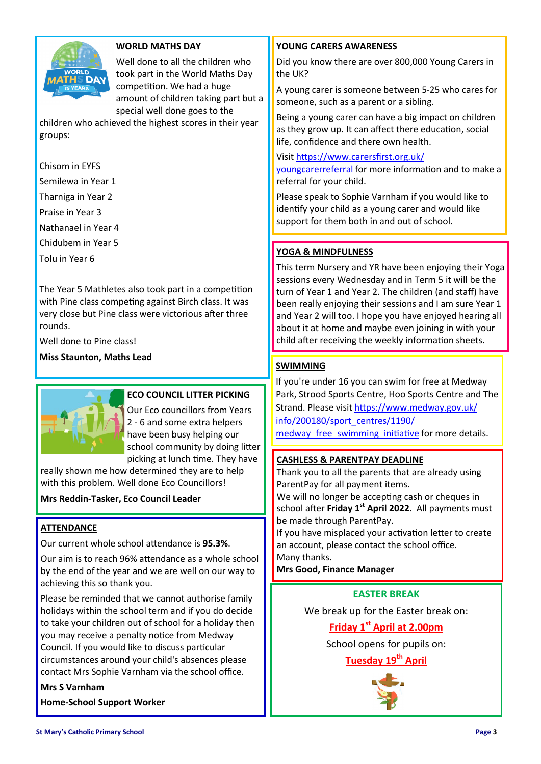## WORLD MATHS DAY

Well done to all the children who took part in the World Maths Day competition. We had a huge amount of children taking part but a special well done goes to the children who achieved the highest scores in their year groups:

Chisom in EYFS
Semilewa in Year 1
Tharniga in Year 2
Praise in Year 3
Nathanael in Year 4
Chidubem in Year 5
Tolu in Year 6

The Year 5 Mathletes also took part in a competition with Pine class competing against Birch class. It was very close but Pine class were victorious after three rounds.

Well done to Pine class!

**Miss Staunton, Maths Lead**

## ECO COUNCIL LITTER PICKING

Our Eco councillors from Years 2 - 6 and some extra helpers have been busy helping our school community by doing litter picking at lunch time. They have really shown me how determined they are to help with this problem. Well done Eco Councillors!

**Mrs Reddin-Tasker, Eco Council Leader**

## ATTENDANCE

Our current whole school attendance is **95.3%**.

Our aim is to reach 96% attendance as a whole school by the end of the year and we are well on our way to achieving this so thank you.

Please be reminded that we cannot authorise family holidays within the school term and if you do decide to take your children out of school for a holiday then you may receive a penalty notice from Medway Council. If you would like to discuss particular circumstances around your child's absences please contact Mrs Sophie Varnham via the school office.

**Mrs S Varnham**

**Home-School Support Worker**

## YOUNG CARERS AWARENESS

Did you know there are over 800,000 Young Carers in the UK?

A young carer is someone between 5-25 who cares for someone, such as a parent or a sibling.

Being a young carer can have a big impact on children as they grow up. It can affect there education, social life, confidence and there own health.

Visit https://www.carersfirst.org.uk/youngcarerreferral for more information and to make a referral for your child.

Please speak to Sophie Varnham if you would like to identify your child as a young carer and would like support for them both in and out of school.

## YOGA & MINDFULNESS

This term Nursery and YR have been enjoying their Yoga sessions every Wednesday and in Term 5 it will be the turn of Year 1 and Year 2. The children (and staff) have been really enjoying their sessions and I am sure Year 1 and Year 2 will too. I hope you have enjoyed hearing all about it at home and maybe even joining in with your child after receiving the weekly information sheets.

## SWIMMING

If you're under 16 you can swim for free at Medway Park, Strood Sports Centre, Hoo Sports Centre and The Strand. Please visit https://www.medway.gov.uk/info/200180/sport_centres/1190/medway_free_swimming_initiative for more details.

## CASHLESS & PARENTPAY DEADLINE

Thank you to all the parents that are already using ParentPay for all payment items.

We will no longer be accepting cash or cheques in school after **Friday 1st April 2022**. All payments must be made through ParentPay.

If you have misplaced your activation letter to create an account, please contact the school office.

Many thanks.

**Mrs Good, Finance Manager**

## EASTER BREAK

We break up for the Easter break on:

**Friday 1st April at 2.00pm**

School opens for pupils on:

**Tuesday 19th April**